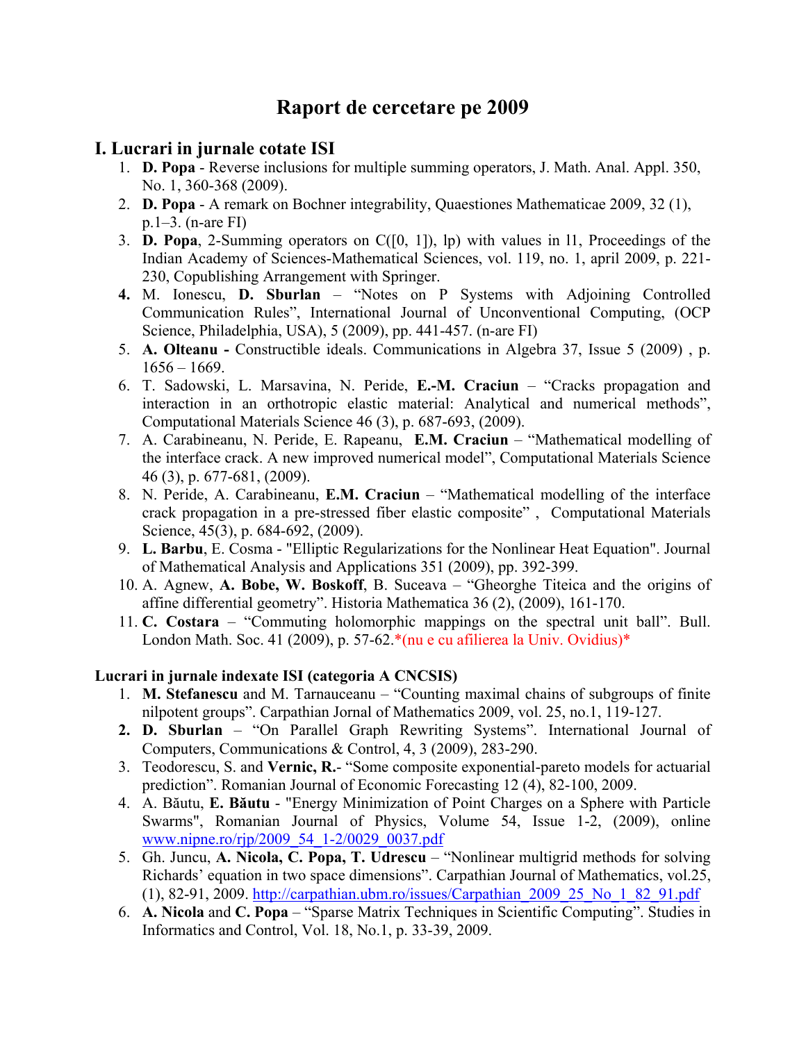# Raport de cercetare pe 2009

## I. Lucrari in jurnale cotate ISI

1. **D. Popa** - Reverse inclusions for multiple summing operators, J. Math. Anal. Appl. 350, No. 1, 360-368 (2009).
2. **D. Popa** - A remark on Bochner integrability, Quaestiones Mathematicae 2009, 32 (1), p.1–3. (n-are FI)
3. **D. Popa**, 2-Summing operators on C([0, 1]), lp) with values in l1, Proceedings of the Indian Academy of Sciences-Mathematical Sciences, vol. 119, no. 1, april 2009, p. 221-230, Copublishing Arrangement with Springer.
4. M. Ionescu, **D. Sburlan** – "Notes on P Systems with Adjoining Controlled Communication Rules", International Journal of Unconventional Computing, (OCP Science, Philadelphia, USA), 5 (2009), pp. 441-457. (n-are FI)
5. **A. Olteanu -** Constructible ideals. Communications in Algebra 37, Issue 5 (2009) , p. 1656 – 1669.
6. T. Sadowski, L. Marsavina, N. Peride, **E.-M. Craciun** – "Cracks propagation and interaction in an orthotropic elastic material: Analytical and numerical methods", Computational Materials Science 46 (3), p. 687-693, (2009).
7. A. Carabineanu, N. Peride, E. Rapeanu, **E.M. Craciun** – "Mathematical modelling of the interface crack. A new improved numerical model", Computational Materials Science 46 (3), p. 677-681, (2009).
8. N. Peride, A. Carabineanu, **E.M. Craciun** – "Mathematical modelling of the interface crack propagation in a pre-stressed fiber elastic composite" , Computational Materials Science, 45(3), p. 684-692, (2009).
9. **L. Barbu**, E. Cosma - "Elliptic Regularizations for the Nonlinear Heat Equation". Journal of Mathematical Analysis and Applications 351 (2009), pp. 392-399.
10. A. Agnew, **A. Bobe, W. Boskoff**, B. Suceava – "Gheorghe Titeica and the origins of affine differential geometry". Historia Mathematica 36 (2), (2009), 161-170.
11. **C. Costara** – "Commuting holomorphic mappings on the spectral unit ball". Bull. London Math. Soc. 41 (2009), p. 57-62.*(nu e cu afilierea la Univ. Ovidius)*

### Lucrari in jurnale indexate ISI (categoria A CNCSIS)

1. **M. Stefanescu** and M. Tarnauceanu – "Counting maximal chains of subgroups of finite nilpotent groups". Carpathian Jornal of Mathematics 2009, vol. 25, no.1, 119-127.
2. **D. Sburlan** – "On Parallel Graph Rewriting Systems". International Journal of Computers, Communications & Control, 4, 3 (2009), 283-290.
3. Teodorescu, S. and **Vernic, R.**- "Some composite exponential-pareto models for actuarial prediction". Romanian Journal of Economic Forecasting 12 (4), 82-100, 2009.
4. A. Băutu, **E. Băutu** - "Energy Minimization of Point Charges on a Sphere with Particle Swarms", Romanian Journal of Physics, Volume 54, Issue 1-2, (2009), online www.nipne.ro/rjp/2009_54_1-2/0029_0037.pdf
5. Gh. Juncu, **A. Nicola, C. Popa, T. Udrescu** – "Nonlinear multigrid methods for solving Richards' equation in two space dimensions". Carpathian Journal of Mathematics, vol.25, (1), 82-91, 2009. http://carpathian.ubm.ro/issues/Carpathian_2009_25_No_1_82_91.pdf
6. **A. Nicola** and **C. Popa** – "Sparse Matrix Techniques in Scientific Computing". Studies in Informatics and Control, Vol. 18, No.1, p. 33-39, 2009.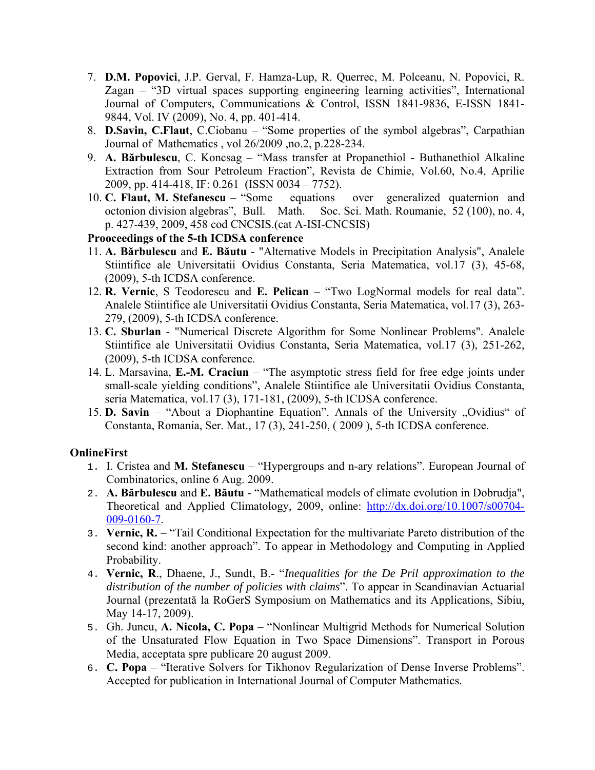7. **D.M. Popovici**, J.P. Gerval, F. Hamza-Lup, R. Querrec, M. Polceanu, N. Popovici, R. Zagan – "3D virtual spaces supporting engineering learning activities", International Journal of Computers, Communications & Control, ISSN 1841-9836, E-ISSN 1841-9844, Vol. IV (2009), No. 4, pp. 401-414.
8. **D.Savin, C.Flaut**, C.Ciobanu – "Some properties of the symbol algebras", Carpathian Journal of Mathematics , vol 26/2009 ,no.2, p.228-234.
9. **A. Bărbulescu**, C. Koncsag – "Mass transfer at Propanethiol - Buthanethiol Alkaline Extraction from Sour Petroleum Fraction", Revista de Chimie, Vol.60, No.4, Aprilie 2009, pp. 414-418, IF: 0.261 (ISSN 0034 – 7752).
10. **C. Flaut, M. Stefanescu** – "Some equations over generalized quaternion and octonion division algebras", Bull. Math. Soc. Sci. Math. Roumanie, 52 (100), no. 4, p. 427-439, 2009, 458 cod CNCSIS.(cat A-ISI-CNCSIS)

**Prooceedings of the 5-th ICDSA conference**

11. **A. Bărbulescu** and **E. Băutu** - "Alternative Models in Precipitation Analysis", Analele Stiintifice ale Universitatii Ovidius Constanta, Seria Matematica, vol.17 (3), 45-68, (2009), 5-th ICDSA conference.
12. **R. Vernic**, S Teodorescu and **E. Pelican** – "Two LogNormal models for real data". Analele Stiintifice ale Universitatii Ovidius Constanta, Seria Matematica, vol.17 (3), 263-279, (2009), 5-th ICDSA conference.
13. **C. Sburlan** - "Numerical Discrete Algorithm for Some Nonlinear Problems". Analele Stiintifice ale Universitatii Ovidius Constanta, Seria Matematica, vol.17 (3), 251-262, (2009), 5-th ICDSA conference.
14. L. Marsavina, **E.-M. Craciun** – "The asymptotic stress field for free edge joints under small-scale yielding conditions", Analele Stiintifice ale Universitatii Ovidius Constanta, seria Matematica, vol.17 (3), 171-181, (2009), 5-th ICDSA conference.
15. **D. Savin** – "About a Diophantine Equation". Annals of the University „Ovidius" of Constanta, Romania, Ser. Mat., 17 (3), 241-250, ( 2009 ), 5-th ICDSA conference.

**OnlineFirst**

1. I. Cristea and **M. Stefanescu** – "Hypergroups and n-ary relations". European Journal of Combinatorics, online 6 Aug. 2009.
2. **A. Bărbulescu** and **E. Băutu** - "Mathematical models of climate evolution in Dobrudja", Theoretical and Applied Climatology, 2009, online: [http://dx.doi.org/10.1007/s00704-009-0160-7](http://dx.doi.org/10.1007/s00704-009-0160-7).
3. **Vernic, R.** – "Tail Conditional Expectation for the multivariate Pareto distribution of the second kind: another approach". To appear in Methodology and Computing in Applied Probability.
4. **Vernic, R**., Dhaene, J., Sundt, B.- "*Inequalities for the De Pril approximation to the distribution of the number of policies with claims*". To appear in Scandinavian Actuarial Journal (prezentată la RoGerS Symposium on Mathematics and its Applications, Sibiu, May 14-17, 2009).
5. Gh. Juncu, **A. Nicola, C. Popa** – "Nonlinear Multigrid Methods for Numerical Solution of the Unsaturated Flow Equation in Two Space Dimensions". Transport in Porous Media, acceptata spre publicare 20 august 2009.
6. **C. Popa** – "Iterative Solvers for Tikhonov Regularization of Dense Inverse Problems". Accepted for publication in International Journal of Computer Mathematics.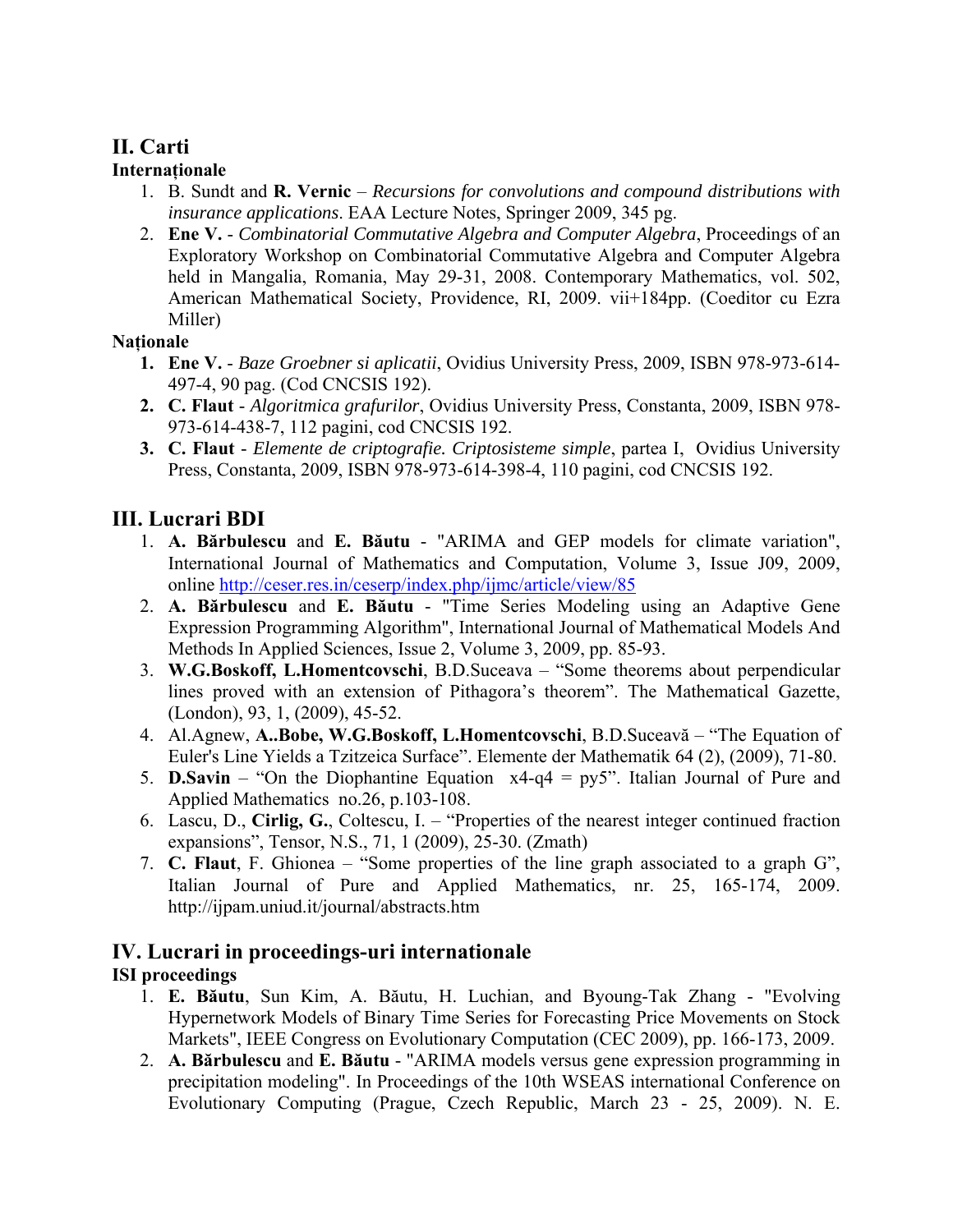## II. Carti

### Internaționale

1. B. Sundt and **R. Vernic** – *Recursions for convolutions and compound distributions with insurance applications*. EAA Lecture Notes, Springer 2009, 345 pg.
2. **Ene V.** - *Combinatorial Commutative Algebra and Computer Algebra*, Proceedings of an Exploratory Workshop on Combinatorial Commutative Algebra and Computer Algebra held in Mangalia, Romania, May 29-31, 2008. Contemporary Mathematics, vol. 502, American Mathematical Society, Providence, RI, 2009. vii+184pp. (Coeditor cu Ezra Miller)

### Naționale

1. **Ene V.** - *Baze Groebner si aplicatii*, Ovidius University Press, 2009, ISBN 978-973-614-497-4, 90 pag. (Cod CNCSIS 192).
2. **C. Flaut** - *Algoritmica grafurilor*, Ovidius University Press, Constanta, 2009, ISBN 978-973-614-438-7, 112 pagini, cod CNCSIS 192.
3. **C. Flaut** - *Elemente de criptografie. Criptosisteme simple*, partea I, Ovidius University Press, Constanta, 2009, ISBN 978-973-614-398-4, 110 pagini, cod CNCSIS 192.

## III. Lucrari BDI

1. **A. Bărbulescu** and **E. Băutu** - "ARIMA and GEP models for climate variation", International Journal of Mathematics and Computation, Volume 3, Issue J09, 2009, online http://ceser.res.in/ceserp/index.php/ijmc/article/view/85
2. **A. Bărbulescu** and **E. Băutu** - "Time Series Modeling using an Adaptive Gene Expression Programming Algorithm", International Journal of Mathematical Models And Methods In Applied Sciences, Issue 2, Volume 3, 2009, pp. 85-93.
3. **W.G.Boskoff, L.Homentcovschi**, B.D.Suceava – "Some theorems about perpendicular lines proved with an extension of Pithagora's theorem". The Mathematical Gazette, (London), 93, 1, (2009), 45-52.
4. Al.Agnew, **A..Bobe, W.G.Boskoff, L.Homentcovschi**, B.D.Suceavă – "The Equation of Euler's Line Yields a Tzitzeica Surface". Elemente der Mathematik 64 (2), (2009), 71-80.
5. **D.Savin** – "On the Diophantine Equation x4-q4 = py5". Italian Journal of Pure and Applied Mathematics no.26, p.103-108.
6. Lascu, D., **Cirlig, G.**, Coltescu, I. – "Properties of the nearest integer continued fraction expansions", Tensor, N.S., 71, 1 (2009), 25-30. (Zmath)
7. **C. Flaut**, F. Ghionea – "Some properties of the line graph associated to a graph G", Italian Journal of Pure and Applied Mathematics, nr. 25, 165-174, 2009. http://ijpam.uniud.it/journal/abstracts.htm

## IV. Lucrari in proceedings-uri internationale

### ISI proceedings

1. **E. Băutu**, Sun Kim, A. Băutu, H. Luchian, and Byoung-Tak Zhang - "Evolving Hypernetwork Models of Binary Time Series for Forecasting Price Movements on Stock Markets", IEEE Congress on Evolutionary Computation (CEC 2009), pp. 166-173, 2009.
2. **A. Bărbulescu** and **E. Băutu** - "ARIMA models versus gene expression programming in precipitation modeling". In Proceedings of the 10th WSEAS international Conference on Evolutionary Computing (Prague, Czech Republic, March 23 - 25, 2009). N. E.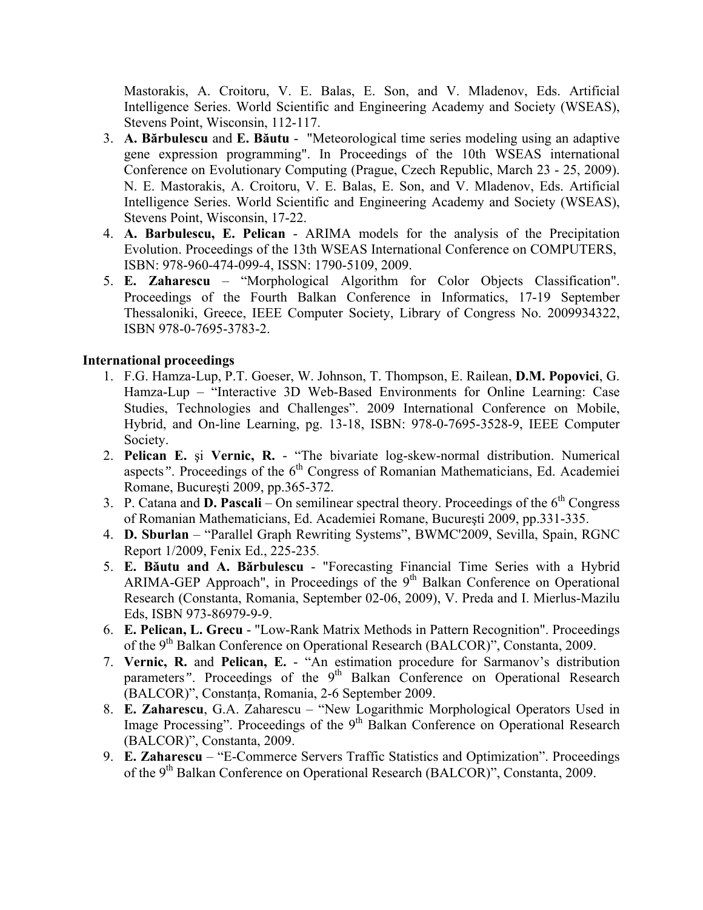Mastorakis, A. Croitoru, V. E. Balas, E. Son, and V. Mladenov, Eds. Artificial Intelligence Series. World Scientific and Engineering Academy and Society (WSEAS), Stevens Point, Wisconsin, 112-117.

3. **A. Bărbulescu** and **E. Băutu** - "Meteorological time series modeling using an adaptive gene expression programming". In Proceedings of the 10th WSEAS international Conference on Evolutionary Computing (Prague, Czech Republic, March 23 - 25, 2009). N. E. Mastorakis, A. Croitoru, V. E. Balas, E. Son, and V. Mladenov, Eds. Artificial Intelligence Series. World Scientific and Engineering Academy and Society (WSEAS), Stevens Point, Wisconsin, 17-22.
4. **A. Barbulescu, E. Pelican** - ARIMA models for the analysis of the Precipitation Evolution. Proceedings of the 13th WSEAS International Conference on COMPUTERS, ISBN: 978-960-474-099-4, ISSN: 1790-5109, 2009.
5. **E. Zaharescu** – "Morphological Algorithm for Color Objects Classification". Proceedings of the Fourth Balkan Conference in Informatics, 17-19 September Thessaloniki, Greece, IEEE Computer Society, Library of Congress No. 2009934322, ISBN 978-0-7695-3783-2.

**International proceedings**

1. F.G. Hamza-Lup, P.T. Goeser, W. Johnson, T. Thompson, E. Railean, **D.M. Popovici**, G. Hamza-Lup – "Interactive 3D Web-Based Environments for Online Learning: Case Studies, Technologies and Challenges". 2009 International Conference on Mobile, Hybrid, and On-line Learning, pg. 13-18, ISBN: 978-0-7695-3528-9, IEEE Computer Society.
2. **Pelican E.** şi **Vernic, R.** - "The bivariate log-skew-normal distribution. Numerical aspects". Proceedings of the 6th Congress of Romanian Mathematicians, Ed. Academiei Romane, Bucureşti 2009, pp.365-372.
3. P. Catana and **D. Pascali** – On semilinear spectral theory. Proceedings of the 6th Congress of Romanian Mathematicians, Ed. Academiei Romane, Bucureşti 2009, pp.331-335.
4. **D. Sburlan** – "Parallel Graph Rewriting Systems", BWMC'2009, Sevilla, Spain, RGNC Report 1/2009, Fenix Ed., 225-235.
5. **E. Băutu and A. Bărbulescu** - "Forecasting Financial Time Series with a Hybrid ARIMA-GEP Approach", in Proceedings of the 9th Balkan Conference on Operational Research (Constanta, Romania, September 02-06, 2009), V. Preda and I. Mierlus-Mazilu Eds, ISBN 973-86979-9-9.
6. **E. Pelican, L. Grecu** - "Low-Rank Matrix Methods in Pattern Recognition". Proceedings of the 9th Balkan Conference on Operational Research (BALCOR)", Constanta, 2009.
7. **Vernic, R.** and **Pelican, E.** - "An estimation procedure for Sarmanov's distribution parameters". Proceedings of the 9th Balkan Conference on Operational Research (BALCOR)", Constanța, Romania, 2-6 September 2009.
8. **E. Zaharescu**, G.A. Zaharescu – "New Logarithmic Morphological Operators Used in Image Processing". Proceedings of the 9th Balkan Conference on Operational Research (BALCOR)", Constanta, 2009.
9. **E. Zaharescu** – "E-Commerce Servers Traffic Statistics and Optimization". Proceedings of the 9th Balkan Conference on Operational Research (BALCOR)", Constanta, 2009.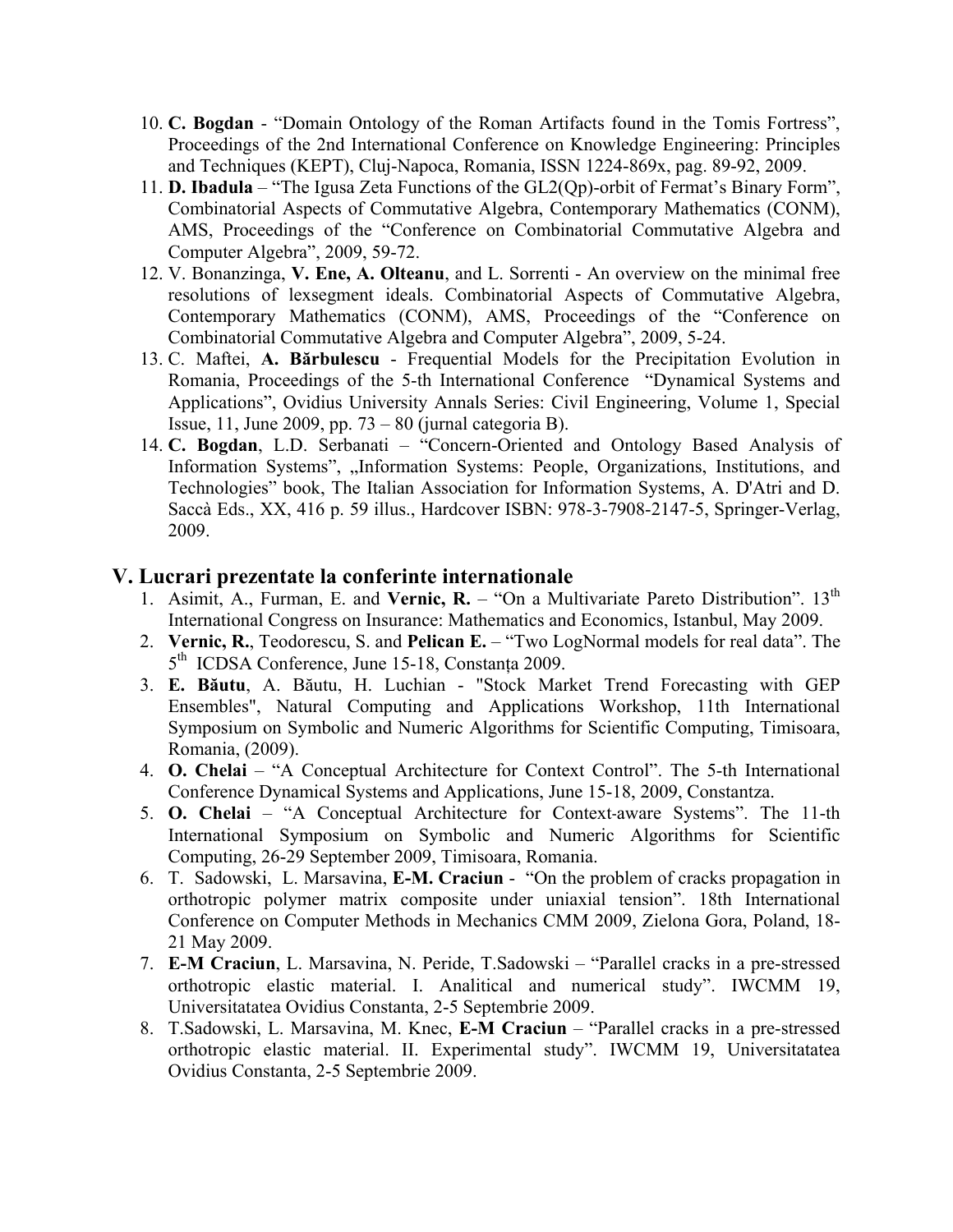10. **C. Bogdan** - "Domain Ontology of the Roman Artifacts found in the Tomis Fortress", Proceedings of the 2nd International Conference on Knowledge Engineering: Principles and Techniques (KEPT), Cluj-Napoca, Romania, ISSN 1224-869x, pag. 89-92, 2009.
11. **D. Ibadula** – "The Igusa Zeta Functions of the GL2(Qp)-orbit of Fermat's Binary Form", Combinatorial Aspects of Commutative Algebra, Contemporary Mathematics (CONM), AMS, Proceedings of the "Conference on Combinatorial Commutative Algebra and Computer Algebra", 2009, 59-72.
12. V. Bonanzinga, **V. Ene, A. Olteanu**, and L. Sorrenti - An overview on the minimal free resolutions of lexsegment ideals. Combinatorial Aspects of Commutative Algebra, Contemporary Mathematics (CONM), AMS, Proceedings of the "Conference on Combinatorial Commutative Algebra and Computer Algebra", 2009, 5-24.
13. C. Maftei, **A. Bărbulescu** - Frequential Models for the Precipitation Evolution in Romania, Proceedings of the 5-th International Conference "Dynamical Systems and Applications", Ovidius University Annals Series: Civil Engineering, Volume 1, Special Issue, 11, June 2009, pp. 73 – 80 (jurnal categoria B).
14. **C. Bogdan**, L.D. Serbanati – "Concern-Oriented and Ontology Based Analysis of Information Systems", „Information Systems: People, Organizations, Institutions, and Technologies" book, The Italian Association for Information Systems, A. D'Atri and D. Saccà Eds., XX, 416 p. 59 illus., Hardcover ISBN: 978-3-7908-2147-5, Springer-Verlag, 2009.

## V. Lucrari prezentate la conferinte internationale

1. Asimit, A., Furman, E. and **Vernic, R.** – "On a Multivariate Pareto Distribution". 13th International Congress on Insurance: Mathematics and Economics, Istanbul, May 2009.
2. **Vernic, R.**, Teodorescu, S. and **Pelican E.** – "Two LogNormal models for real data". The 5th ICDSA Conference, June 15-18, Constanța 2009.
3. **E. Băutu**, A. Băutu, H. Luchian - "Stock Market Trend Forecasting with GEP Ensembles", Natural Computing and Applications Workshop, 11th International Symposium on Symbolic and Numeric Algorithms for Scientific Computing, Timisoara, Romania, (2009).
4. **O. Chelai** – "A Conceptual Architecture for Context Control". The 5-th International Conference Dynamical Systems and Applications, June 15-18, 2009, Constantza.
5. **O. Chelai** – "A Conceptual Architecture for Context-aware Systems". The 11-th International Symposium on Symbolic and Numeric Algorithms for Scientific Computing, 26-29 September 2009, Timisoara, Romania.
6. T. Sadowski, L. Marsavina, **E-M. Craciun** - "On the problem of cracks propagation in orthotropic polymer matrix composite under uniaxial tension". 18th International Conference on Computer Methods in Mechanics CMM 2009, Zielona Gora, Poland, 18-21 May 2009.
7. **E-M Craciun**, L. Marsavina, N. Peride, T.Sadowski – "Parallel cracks in a pre-stressed orthotropic elastic material. I. Analitical and numerical study". IWCMM 19, Universitatatea Ovidius Constanta, 2-5 Septembrie 2009.
8. T.Sadowski, L. Marsavina, M. Knec, **E-M Craciun** – "Parallel cracks in a pre-stressed orthotropic elastic material. II. Experimental study". IWCMM 19, Universitatatea Ovidius Constanta, 2-5 Septembrie 2009.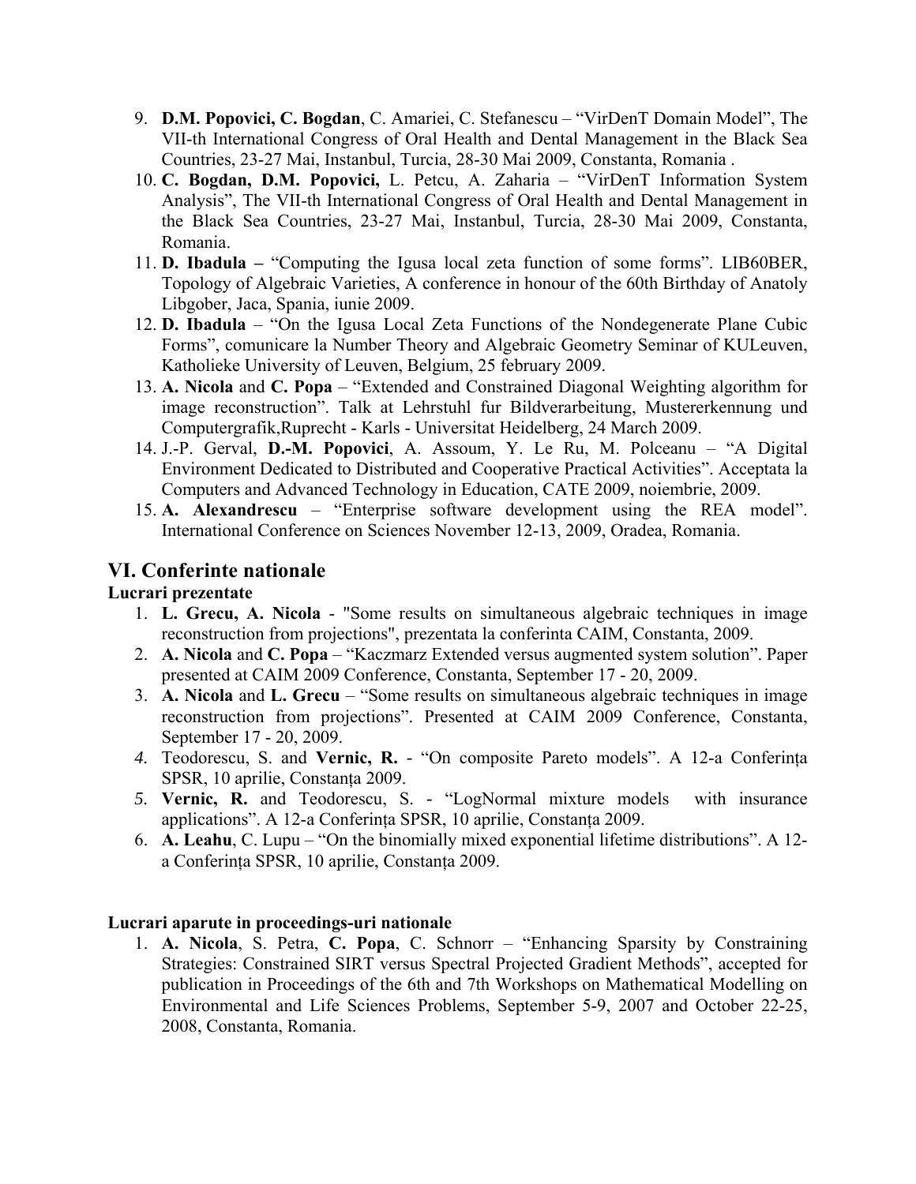9. **D.M. Popovici, C. Bogdan**, C. Amariei, C. Stefanescu – "VirDenT Domain Model", The VII-th International Congress of Oral Health and Dental Management in the Black Sea Countries, 23-27 Mai, Instanbul, Turcia, 28-30 Mai 2009, Constanta, Romania .
10. **C. Bogdan, D.M. Popovici,** L. Petcu, A. Zaharia – "VirDenT Information System Analysis", The VII-th International Congress of Oral Health and Dental Management in the Black Sea Countries, 23-27 Mai, Instanbul, Turcia, 28-30 Mai 2009, Constanta, Romania.
11. **D. Ibadula –** "Computing the Igusa local zeta function of some forms". LIB60BER, Topology of Algebraic Varieties, A conference in honour of the 60th Birthday of Anatoly Libgober, Jaca, Spania, iunie 2009.
12. **D. Ibadula** – "On the Igusa Local Zeta Functions of the Nondegenerate Plane Cubic Forms", comunicare la Number Theory and Algebraic Geometry Seminar of KULeuven, Katholieke University of Leuven, Belgium, 25 february 2009.
13. **A. Nicola** and **C. Popa** – "Extended and Constrained Diagonal Weighting algorithm for image reconstruction". Talk at Lehrstuhl fur Bildverarbeitung, Mustererkennung und Computergrafik,Ruprecht - Karls - Universitat Heidelberg, 24 March 2009.
14. J.-P. Gerval, **D.-M. Popovici**, A. Assoum, Y. Le Ru, M. Polceanu – "A Digital Environment Dedicated to Distributed and Cooperative Practical Activities". Acceptata la Computers and Advanced Technology in Education, CATE 2009, noiembrie, 2009.
15. **A. Alexandrescu** – "Enterprise software development using the REA model". International Conference on Sciences November 12-13, 2009, Oradea, Romania.

## VI. Conferinte nationale

**Lucrari prezentate**

1. **L. Grecu, A. Nicola** - "Some results on simultaneous algebraic techniques in image reconstruction from projections", prezentata la conferinta CAIM, Constanta, 2009.
2. **A. Nicola** and **C. Popa** – "Kaczmarz Extended versus augmented system solution". Paper presented at CAIM 2009 Conference, Constanta, September 17 - 20, 2009.
3. **A. Nicola** and **L. Grecu** – "Some results on simultaneous algebraic techniques in image reconstruction from projections". Presented at CAIM 2009 Conference, Constanta, September 17 - 20, 2009.
4. Teodorescu, S. and **Vernic, R.** - "On composite Pareto models". A 12-a Conferința SPSR, 10 aprilie, Constanța 2009.
5. **Vernic, R.** and Teodorescu, S. - "LogNormal mixture models with insurance applications". A 12-a Conferința SPSR, 10 aprilie, Constanța 2009.
6. **A. Leahu**, C. Lupu – "On the binomially mixed exponential lifetime distributions". A 12-a Conferința SPSR, 10 aprilie, Constanța 2009.

**Lucrari aparute in proceedings-uri nationale**

1. **A. Nicola**, S. Petra, **C. Popa**, C. Schnorr – "Enhancing Sparsity by Constraining Strategies: Constrained SIRT versus Spectral Projected Gradient Methods", accepted for publication in Proceedings of the 6th and 7th Workshops on Mathematical Modelling on Environmental and Life Sciences Problems, September 5-9, 2007 and October 22-25, 2008, Constanta, Romania.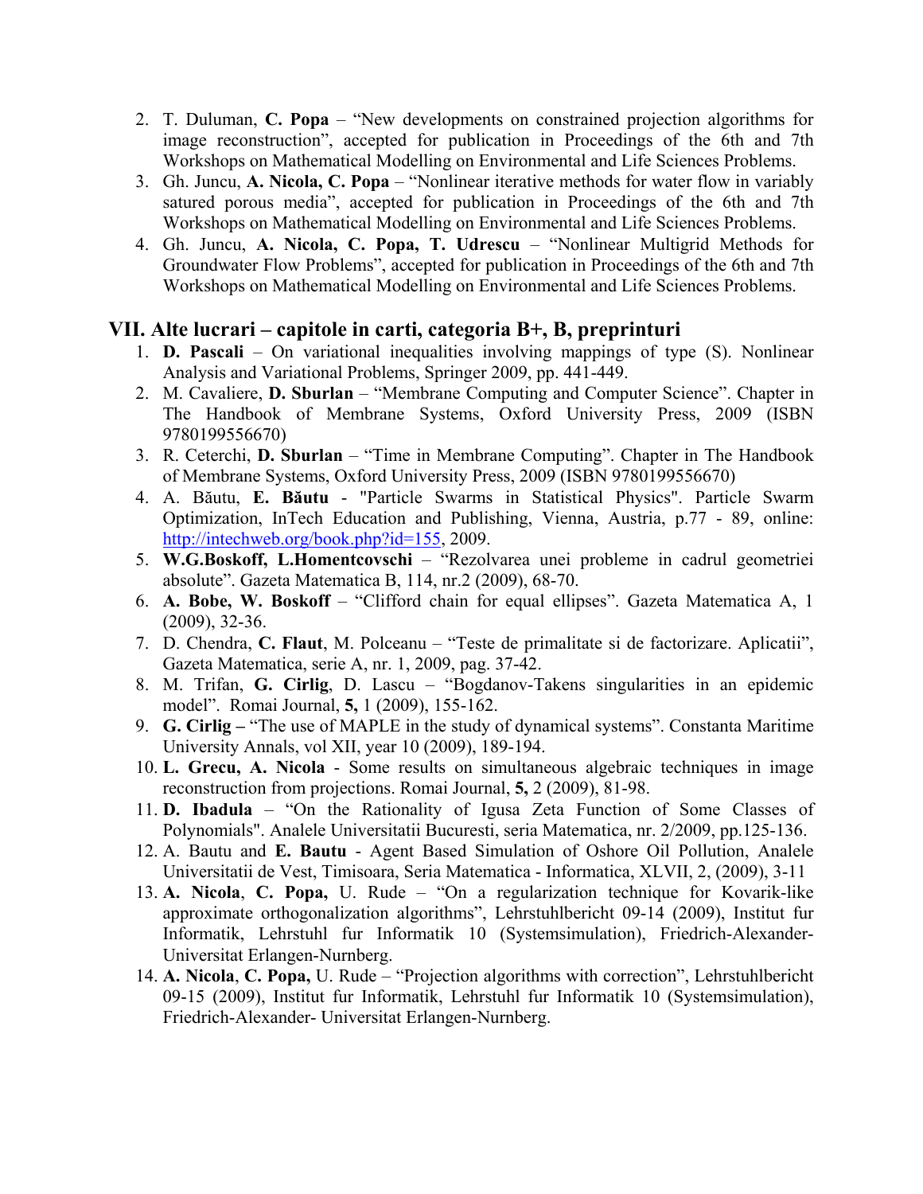2. T. Duluman, **C. Popa** – "New developments on constrained projection algorithms for image reconstruction", accepted for publication in Proceedings of the 6th and 7th Workshops on Mathematical Modelling on Environmental and Life Sciences Problems.
3. Gh. Juncu, **A. Nicola, C. Popa** – "Nonlinear iterative methods for water flow in variably satured porous media", accepted for publication in Proceedings of the 6th and 7th Workshops on Mathematical Modelling on Environmental and Life Sciences Problems.
4. Gh. Juncu, **A. Nicola, C. Popa, T. Udrescu** – "Nonlinear Multigrid Methods for Groundwater Flow Problems", accepted for publication in Proceedings of the 6th and 7th Workshops on Mathematical Modelling on Environmental and Life Sciences Problems.

## VII. Alte lucrari – capitole in carti, categoria B+, B, preprinturi

1. **D. Pascali** – On variational inequalities involving mappings of type (S). Nonlinear Analysis and Variational Problems, Springer 2009, pp. 441-449.
2. M. Cavaliere, **D. Sburlan** – "Membrane Computing and Computer Science". Chapter in The Handbook of Membrane Systems, Oxford University Press, 2009 (ISBN 9780199556670)
3. R. Ceterchi, **D. Sburlan** – "Time in Membrane Computing". Chapter in The Handbook of Membrane Systems, Oxford University Press, 2009 (ISBN 9780199556670)
4. A. Băutu, **E. Băutu** - "Particle Swarms in Statistical Physics". Particle Swarm Optimization, InTech Education and Publishing, Vienna, Austria, p.77 - 89, online: http://intechweb.org/book.php?id=155, 2009.
5. **W.G.Boskoff, L.Homentcovschi** – "Rezolvarea unei probleme in cadrul geometriei absolute". Gazeta Matematica B, 114, nr.2 (2009), 68-70.
6. **A. Bobe, W. Boskoff** – "Clifford chain for equal ellipses". Gazeta Matematica A, 1 (2009), 32-36.
7. D. Chendra, **C. Flaut**, M. Polceanu – "Teste de primalitate si de factorizare. Aplicatii", Gazeta Matematica, serie A, nr. 1, 2009, pag. 37-42.
8. M. Trifan, **G. Cirlig**, D. Lascu – "Bogdanov-Takens singularities in an epidemic model". Romai Journal, **5,** 1 (2009), 155-162.
9. **G. Cirlig –** "The use of MAPLE in the study of dynamical systems". Constanta Maritime University Annals, vol XII, year 10 (2009), 189-194.
10. **L. Grecu, A. Nicola** - Some results on simultaneous algebraic techniques in image reconstruction from projections. Romai Journal, **5,** 2 (2009), 81-98.
11. **D. Ibadula** – "On the Rationality of Igusa Zeta Function of Some Classes of Polynomials". Analele Universitatii Bucuresti, seria Matematica, nr. 2/2009, pp.125-136.
12. A. Bautu and **E. Bautu** - Agent Based Simulation of Oshore Oil Pollution, Analele Universitatii de Vest, Timisoara, Seria Matematica - Informatica, XLVII, 2, (2009), 3-11
13. **A. Nicola**, **C. Popa,** U. Rude – "On a regularization technique for Kovarik-like approximate orthogonalization algorithms", Lehrstuhlbericht 09-14 (2009), Institut fur Informatik, Lehrstuhl fur Informatik 10 (Systemsimulation), Friedrich-Alexander-Universitat Erlangen-Nurnberg.
14. **A. Nicola**, **C. Popa,** U. Rude – "Projection algorithms with correction", Lehrstuhlbericht 09-15 (2009), Institut fur Informatik, Lehrstuhl fur Informatik 10 (Systemsimulation), Friedrich-Alexander- Universitat Erlangen-Nurnberg.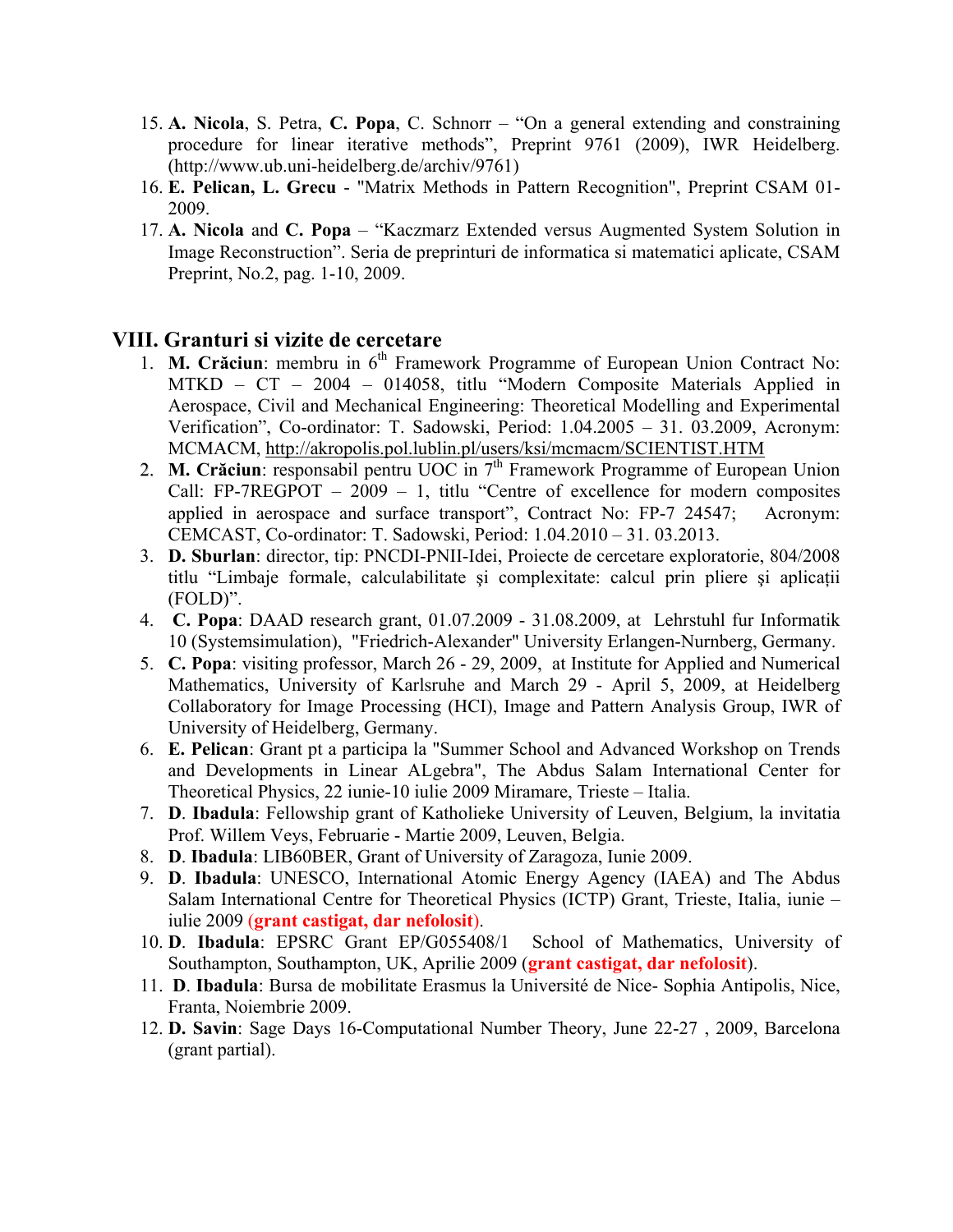15. **A. Nicola**, S. Petra, **C. Popa**, C. Schnorr – "On a general extending and constraining procedure for linear iterative methods", Preprint 9761 (2009), IWR Heidelberg. (http://www.ub.uni-heidelberg.de/archiv/9761)
16. **E. Pelican, L. Grecu** - "Matrix Methods in Pattern Recognition", Preprint CSAM 01-2009.
17. **A. Nicola** and **C. Popa** – "Kaczmarz Extended versus Augmented System Solution in Image Reconstruction". Seria de preprinturi de informatica si matematici aplicate, CSAM Preprint, No.2, pag. 1-10, 2009.

## VIII. Granturi si vizite de cercetare

1. **M. Crăciun**: membru in 6th Framework Programme of European Union Contract No: MTKD – CT – 2004 – 014058, titlu "Modern Composite Materials Applied in Aerospace, Civil and Mechanical Engineering: Theoretical Modelling and Experimental Verification", Co-ordinator: T. Sadowski, Period: 1.04.2005 – 31. 03.2009, Acronym: MCMACM, http://akropolis.pol.lublin.pl/users/ksi/mcmacm/SCIENTIST.HTM
2. **M. Crăciun**: responsabil pentru UOC in 7th Framework Programme of European Union Call: FP-7REGPOT – 2009 – 1, titlu "Centre of excellence for modern composites applied in aerospace and surface transport", Contract No: FP-7 24547; Acronym: CEMCAST, Co-ordinator: T. Sadowski, Period: 1.04.2010 – 31. 03.2013.
3. **D. Sburlan**: director, tip: PNCDI-PNII-Idei, Proiecte de cercetare exploratorie, 804/2008 titlu "Limbaje formale, calculabilitate şi complexitate: calcul prin pliere şi aplicații (FOLD)".
4. **C. Popa**: DAAD research grant, 01.07.2009 - 31.08.2009, at Lehrstuhl fur Informatik 10 (Systemsimulation), "Friedrich-Alexander" University Erlangen-Nurnberg, Germany.
5. **C. Popa**: visiting professor, March 26 - 29, 2009, at Institute for Applied and Numerical Mathematics, University of Karlsruhe and March 29 - April 5, 2009, at Heidelberg Collaboratory for Image Processing (HCI), Image and Pattern Analysis Group, IWR of University of Heidelberg, Germany.
6. **E. Pelican**: Grant pt a participa la "Summer School and Advanced Workshop on Trends and Developments in Linear ALgebra", The Abdus Salam International Center for Theoretical Physics, 22 iunie-10 iulie 2009 Miramare, Trieste – Italia.
7. **D**. **Ibadula**: Fellowship grant of Katholieke University of Leuven, Belgium, la invitatia Prof. Willem Veys, Februarie - Martie 2009, Leuven, Belgia.
8. **D**. **Ibadula**: LIB60BER, Grant of University of Zaragoza, Iunie 2009.
9. **D**. **Ibadula**: UNESCO, International Atomic Energy Agency (IAEA) and The Abdus Salam International Centre for Theoretical Physics (ICTP) Grant, Trieste, Italia, iunie – iulie 2009 (**grant castigat, dar nefolosit**).
10. **D**. **Ibadula**: EPSRC Grant EP/G055408/1 School of Mathematics, University of Southampton, Southampton, UK, Aprilie 2009 (**grant castigat, dar nefolosit**).
11. **D**. **Ibadula**: Bursa de mobilitate Erasmus la Université de Nice- Sophia Antipolis, Nice, Franta, Noiembrie 2009.
12. **D. Savin**: Sage Days 16-Computational Number Theory, June 22-27 , 2009, Barcelona (grant partial).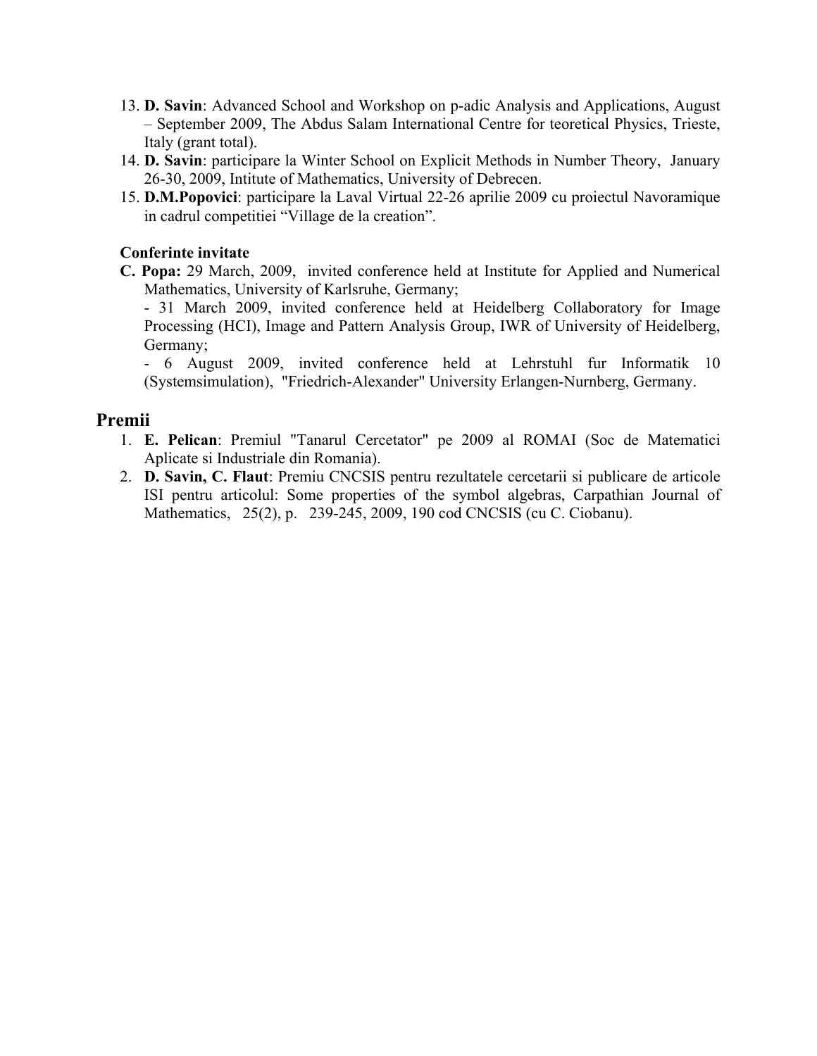13. **D. Savin**: Advanced School and Workshop on p-adic Analysis and Applications, August – September 2009, The Abdus Salam International Centre for teoretical Physics, Trieste, Italy (grant total).
14. **D. Savin**: participare la Winter School on Explicit Methods in Number Theory, January 26-30, 2009, Intitute of Mathematics, University of Debrecen.
15. **D.M.Popovici**: participare la Laval Virtual 22-26 aprilie 2009 cu proiectul Navoramique in cadrul competitiei "Village de la creation".

**Conferinte invitate**

**C. Popa:** 29 March, 2009, invited conference held at Institute for Applied and Numerical Mathematics, University of Karlsruhe, Germany;

- 31 March 2009, invited conference held at Heidelberg Collaboratory for Image Processing (HCI), Image and Pattern Analysis Group, IWR of University of Heidelberg, Germany;
- 6 August 2009, invited conference held at Lehrstuhl fur Informatik 10 (Systemsimulation), "Friedrich-Alexander" University Erlangen-Nurnberg, Germany.

## Premii

1. **E. Pelican**: Premiul "Tanarul Cercetator" pe 2009 al ROMAI (Soc de Matematici Aplicate si Industriale din Romania).
2. **D. Savin, C. Flaut**: Premiu CNCSIS pentru rezultatele cercetarii si publicare de articole ISI pentru articolul: Some properties of the symbol algebras, Carpathian Journal of Mathematics, 25(2), p. 239-245, 2009, 190 cod CNCSIS (cu C. Ciobanu).